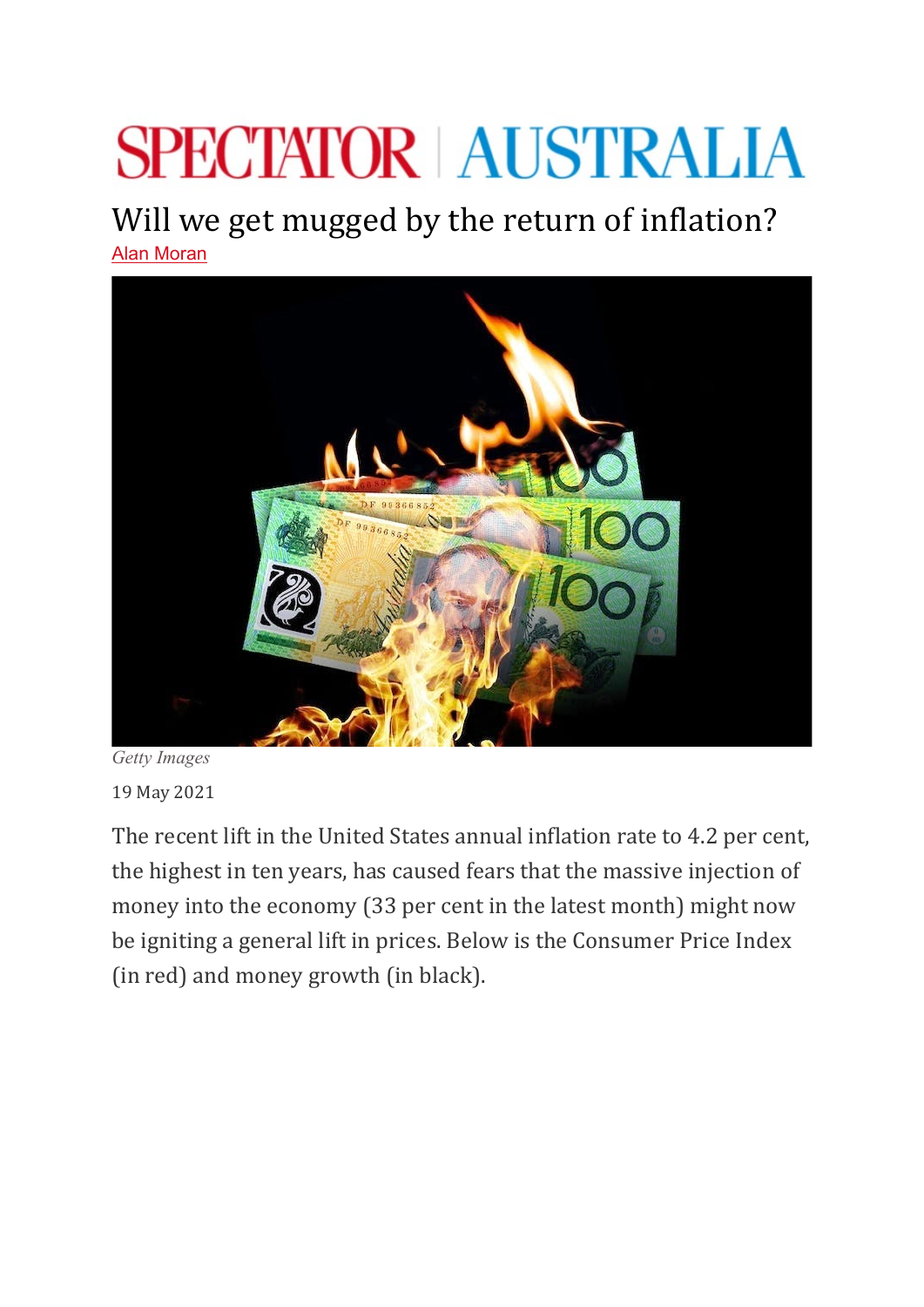SPECTATOR | AUSTRALIA

# Will we get mugged by the return of inflation?

Alan Moran

Getty Images

19 May 2021

The recent lift in the United States annual inflation rate to 4.2 per cent, the highest in ten years, has caused fears that the massive injection of money into the economy (33 per cent in the latest month) might now be igniting a general lift in prices. Below is the Consumer Price Index (in red) and money growth (in black).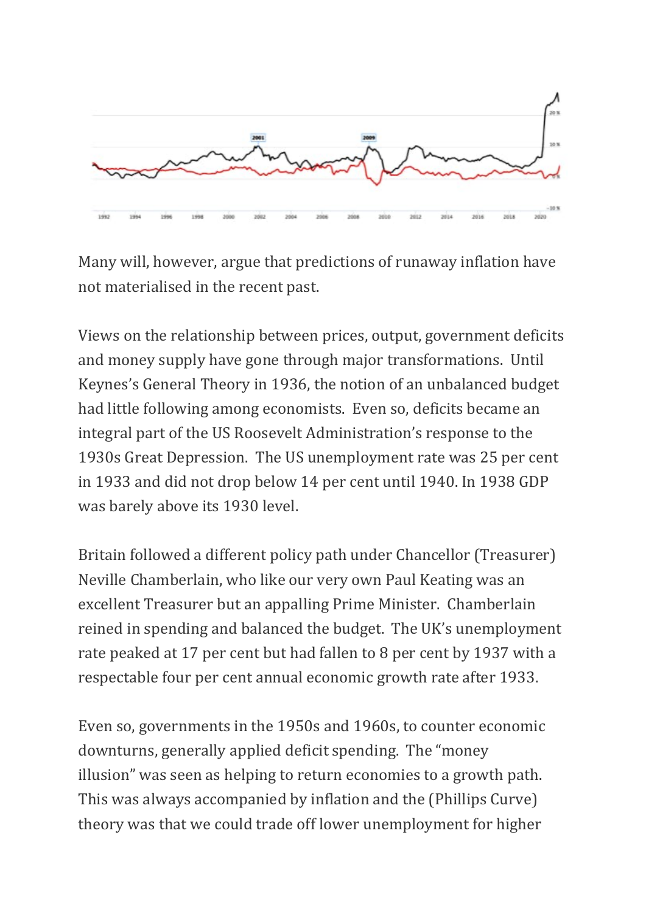Many will, however, argue that predictions of runaway inflation have not materialised in the recent past.

Views on the relationship between prices, output, government deficits and money supply have gone through major transformations. Until Keynes's General Theory in 1936, the notion of an unbalanced budget had little following among economists. Even so, deficits became an integral part of the US Roosevelt Administration's response to the 1930s Great Depression. The US unemployment rate was 25 per cent in 1933 and did not drop below 14 per cent until 1940. In 1938 GDP was barely above its 1930 level.

Britain followed a different policy path under Chancellor (Treasurer) Neville Chamberlain, who like our very own Paul Keating was an excellent Treasurer but an appalling Prime Minister. Chamberlain reined in spending and balanced the budget. The UK's unemployment rate peaked at 17 per cent but had fallen to 8 per cent by 1937 with a respectable four per cent annual economic growth rate after 1933.

Even so, governments in the 1950s and 1960s, to counter economic downturns, generally applied deficit spending. The "money illusion" was seen as helping to return economies to a growth path. This was always accompanied by inflation and the (Phillips Curve) theory was that we could trade off lower unemployment for higher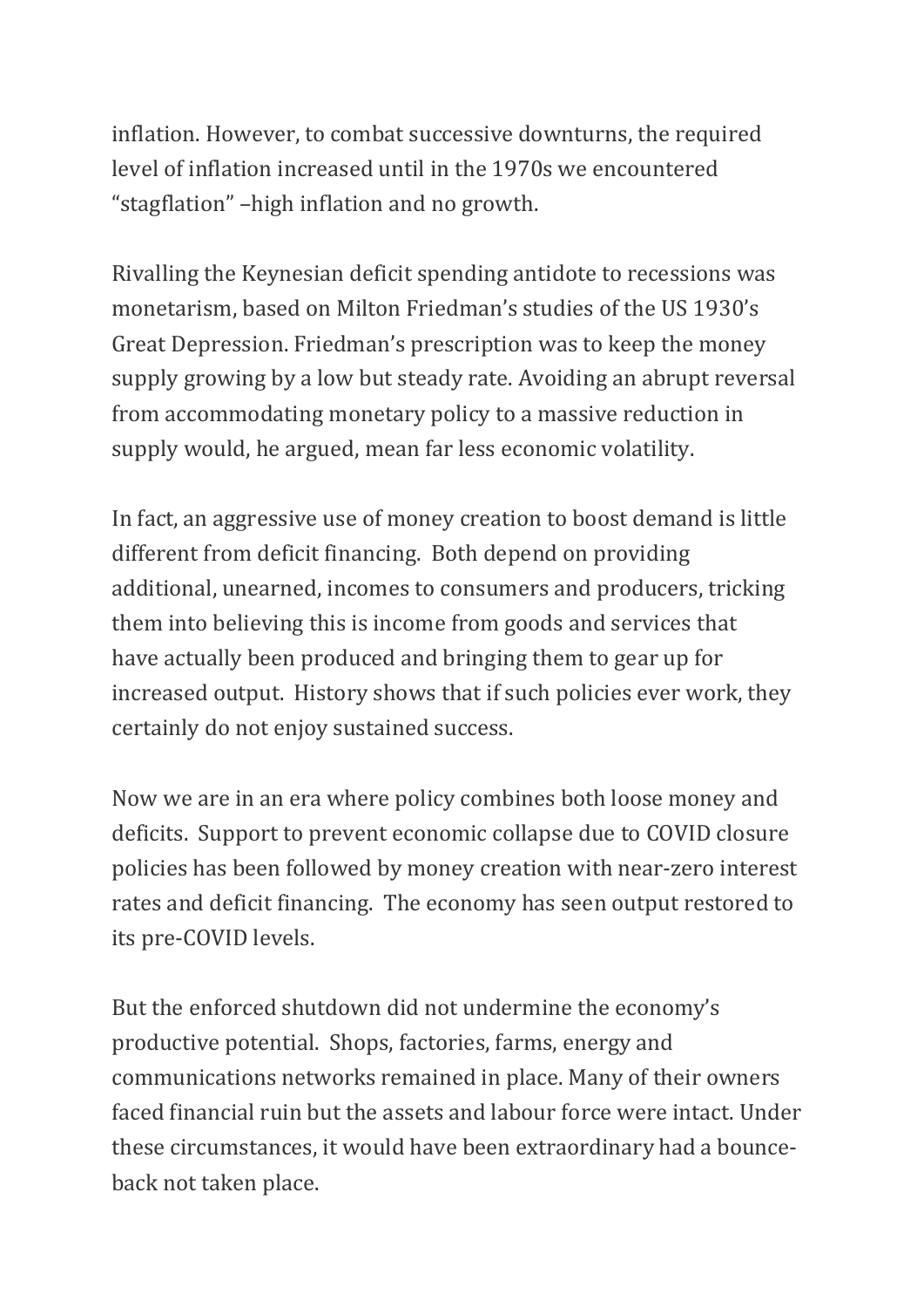inflation. However, to combat successive downturns, the required level of inflation increased until in the 1970s we encountered "stagflation" –high inflation and no growth.

Rivalling the Keynesian deficit spending antidote to recessions was monetarism, based on Milton Friedman's studies of the US 1930's Great Depression. Friedman's prescription was to keep the money supply growing by a low but steady rate. Avoiding an abrupt reversal from accommodating monetary policy to a massive reduction in supply would, he argued, mean far less economic volatility.

In fact, an aggressive use of money creation to boost demand is little different from deficit financing. Both depend on providing additional, unearned, incomes to consumers and producers, tricking them into believing this is income from goods and services that have actually been produced and bringing them to gear up for increased output. History shows that if such policies ever work, they certainly do not enjoy sustained success.

Now we are in an era where policy combines both loose money and deficits. Support to prevent economic collapse due to COVID closure policies has been followed by money creation with near-zero interest rates and deficit financing. The economy has seen output restored to its pre-COVID levels.

But the enforced shutdown did not undermine the economy's productive potential. Shops, factories, farms, energy and communications networks remained in place. Many of their owners faced financial ruin but the assets and labour force were intact. Under these circumstances, it would have been extraordinary had a bounce-back not taken place.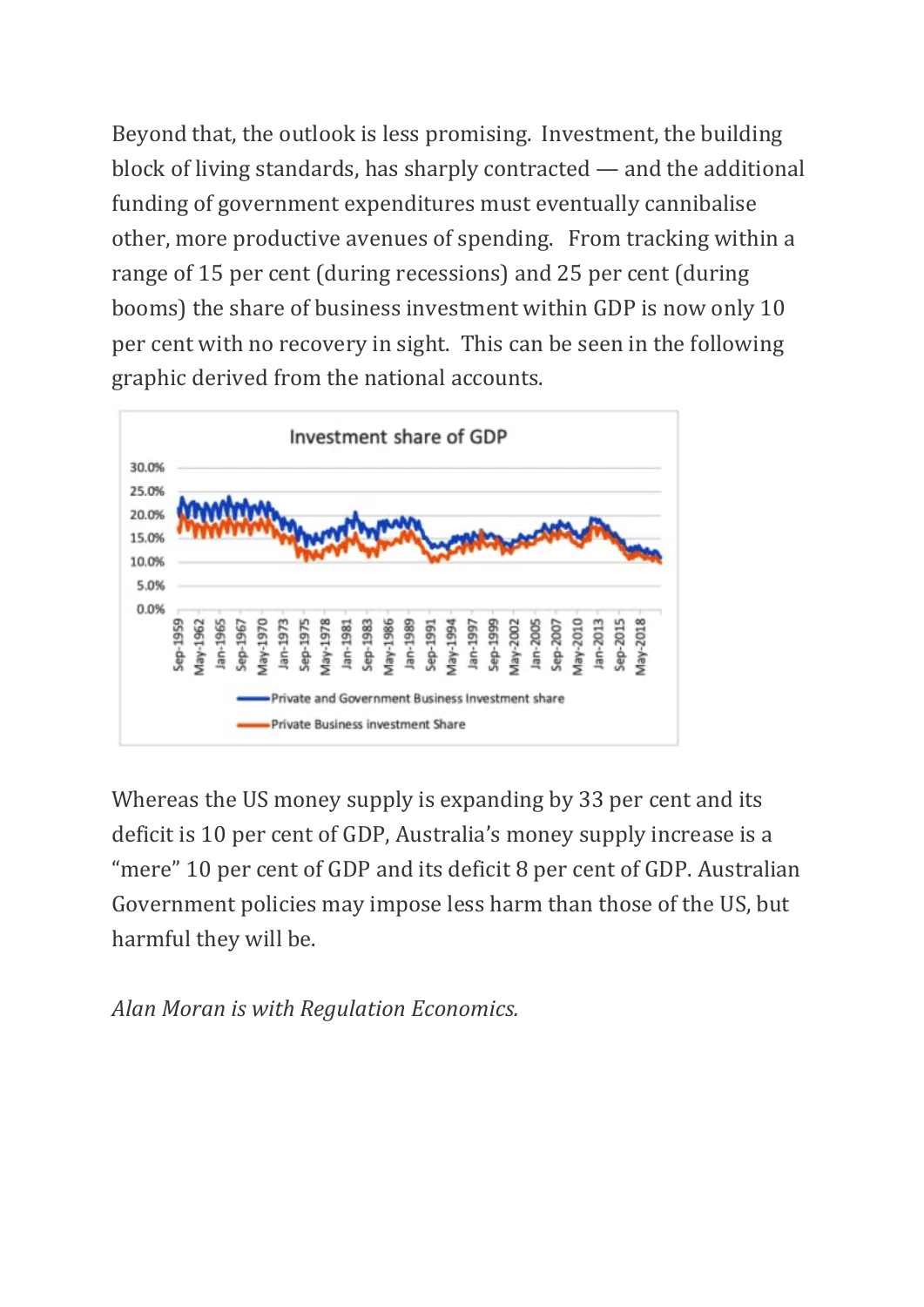Beyond that, the outlook is less promising. Investment, the building block of living standards, has sharply contracted — and the additional funding of government expenditures must eventually cannibalise other, more productive avenues of spending. From tracking within a range of 15 per cent (during recessions) and 25 per cent (during booms) the share of business investment within GDP is now only 10 per cent with no recovery in sight. This can be seen in the following graphic derived from the national accounts.

Investment share of GDP

30.0%
25.0%
20.0%
15.0%
10.0%
5.0%
0.0%

Sep-1959
May-1962
Jan-1965
Sep-1967
May-1970
Jan-1973
Sep-1975
May-1978
Jan-1981
Sep-1983
May-1986
Jan-1989
Sep-1991
May-1994
Jan-1997
Sep-1999
May-2002
Jan-2005
Sep-2007
May-2010
Jan-2013
Sep-2015
May-2018

Private and Government Business Investment share
Private Business investment Share

Whereas the US money supply is expanding by 33 per cent and its deficit is 10 per cent of GDP, Australia's money supply increase is a "mere" 10 per cent of GDP and its deficit 8 per cent of GDP. Australian Government policies may impose less harm than those of the US, but harmful they will be.

*Alan Moran is with Regulation Economics.*